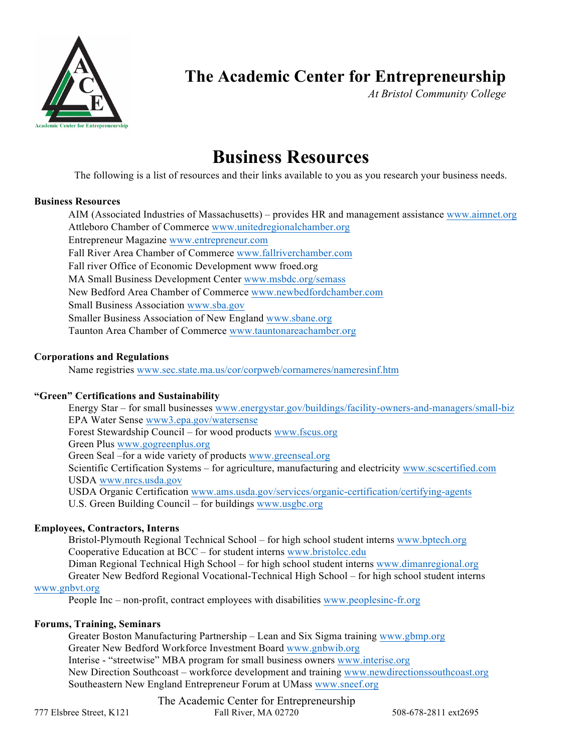# The Academic Center for Entrepreneurship

*At Bristol Community College*

## Business Resources

The following is a list of resources and their links available to you as you research your business needs.

**Business Resources**

AIM (Associated Industries of Massachusetts) – provides HR and management assistance www.aimnet.org
Attleboro Chamber of Commerce www.unitedregionalchamber.org
Entrepreneur Magazine www.entrepreneur.com
Fall River Area Chamber of Commerce www.fallriverchamber.com
Fall river Office of Economic Development www froed.org
MA Small Business Development Center www.msbdc.org/semass
New Bedford Area Chamber of Commerce www.newbedfordchamber.com
Small Business Association www.sba.gov
Smaller Business Association of New England www.sbane.org
Taunton Area Chamber of Commerce www.tauntonareachamber.org

**Corporations and Regulations**

Name registries www.sec.state.ma.us/cor/corpweb/cornameres/nameresinf.htm

**"Green" Certifications and Sustainability**

Energy Star – for small businesses www.energystar.gov/buildings/facility-owners-and-managers/small-biz
EPA Water Sense www3.epa.gov/watersense
Forest Stewardship Council – for wood products www.fscus.org
Green Plus www.gogreenplus.org
Green Seal –for a wide variety of products www.greenseal.org
Scientific Certification Systems – for agriculture, manufacturing and electricity www.scscertified.com
USDA www.nrcs.usda.gov
USDA Organic Certification www.ams.usda.gov/services/organic-certification/certifying-agents
U.S. Green Building Council – for buildings www.usgbc.org

**Employees, Contractors, Interns**

Bristol-Plymouth Regional Technical School – for high school student interns www.bptech.org
Cooperative Education at BCC – for student interns www.bristolcc.edu
Diman Regional Technical High School – for high school student interns www.dimanregional.org
Greater New Bedford Regional Vocational-Technical High School – for high school student interns www.gnbvt.org
People Inc – non-profit, contract employees with disabilities www.peoplesinc-fr.org

**Forums, Training, Seminars**

Greater Boston Manufacturing Partnership – Lean and Six Sigma training www.gbmp.org
Greater New Bedford Workforce Investment Board www.gnbwib.org
Interise - "streetwise" MBA program for small business owners www.interise.org
New Direction Southcoast – workforce development and training www.newdirectionssouthcoast.org
Southeastern New England Entrepreneur Forum at UMass www.sneef.org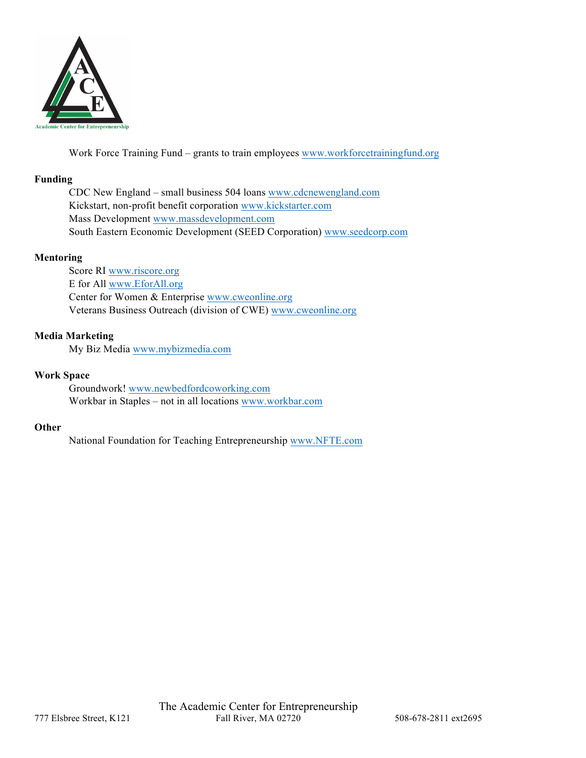Work Force Training Fund – grants to train employees www.workforcetrainingfund.org

**Funding**

- CDC New England – small business 504 loans www.cdcnewengland.com
- Kickstart, non-profit benefit corporation www.kickstarter.com
- Mass Development www.massdevelopment.com
- South Eastern Economic Development (SEED Corporation) www.seedcorp.com

**Mentoring**

- Score RI www.riscore.org
- E for All www.EforAll.org
- Center for Women & Enterprise www.cweonline.org
- Veterans Business Outreach (division of CWE) www.cweonline.org

**Media Marketing**

- My Biz Media www.mybizmedia.com

**Work Space**

- Groundwork! www.newbedfordcoworking.com
- Workbar in Staples – not in all locations www.workbar.com

**Other**

- National Foundation for Teaching Entrepreneurship www.NFTE.com

The Academic Center for Entrepreneurship
777 Elsbree Street, K121 Fall River, MA 02720 508-678-2811 ext2695